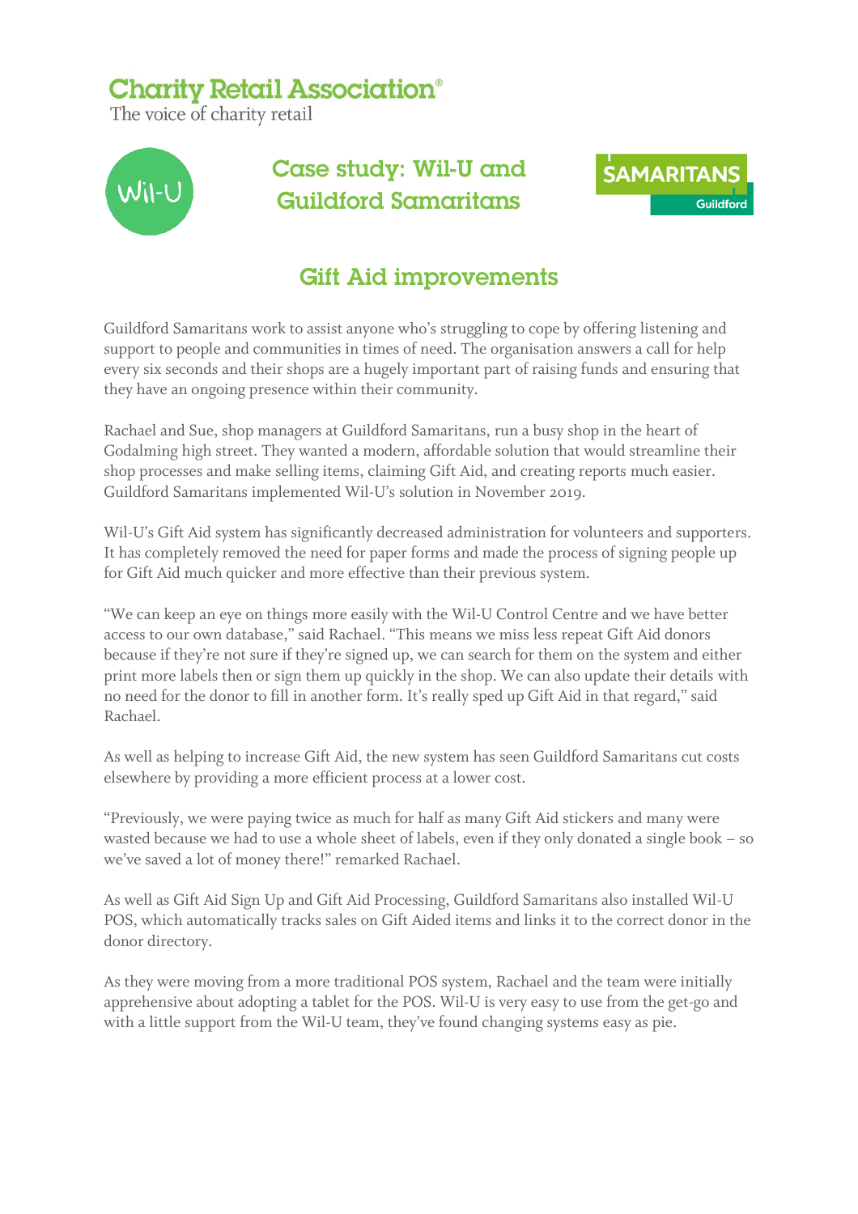Charity Retail Association®

The voice of charity retail

Wil-U

# Case study: Wil-U and Guildford Samaritans

SAMARITANS Guildford

## Gift Aid improvements

Guildford Samaritans work to assist anyone who's struggling to cope by offering listening and support to people and communities in times of need. The organisation answers a call for help every six seconds and their shops are a hugely important part of raising funds and ensuring that they have an ongoing presence within their community.

Rachael and Sue, shop managers at Guildford Samaritans, run a busy shop in the heart of Godalming high street. They wanted a modern, affordable solution that would streamline their shop processes and make selling items, claiming Gift Aid, and creating reports much easier. Guildford Samaritans implemented Wil-U's solution in November 2019.

Wil-U's Gift Aid system has significantly decreased administration for volunteers and supporters. It has completely removed the need for paper forms and made the process of signing people up for Gift Aid much quicker and more effective than their previous system.

"We can keep an eye on things more easily with the Wil-U Control Centre and we have better access to our own database," said Rachael. "This means we miss less repeat Gift Aid donors because if they're not sure if they're signed up, we can search for them on the system and either print more labels then or sign them up quickly in the shop. We can also update their details with no need for the donor to fill in another form. It's really sped up Gift Aid in that regard," said Rachael.

As well as helping to increase Gift Aid, the new system has seen Guildford Samaritans cut costs elsewhere by providing a more efficient process at a lower cost.

"Previously, we were paying twice as much for half as many Gift Aid stickers and many were wasted because we had to use a whole sheet of labels, even if they only donated a single book – so we've saved a lot of money there!" remarked Rachael.

As well as Gift Aid Sign Up and Gift Aid Processing, Guildford Samaritans also installed Wil-U POS, which automatically tracks sales on Gift Aided items and links it to the correct donor in the donor directory.

As they were moving from a more traditional POS system, Rachael and the team were initially apprehensive about adopting a tablet for the POS. Wil-U is very easy to use from the get-go and with a little support from the Wil-U team, they've found changing systems easy as pie.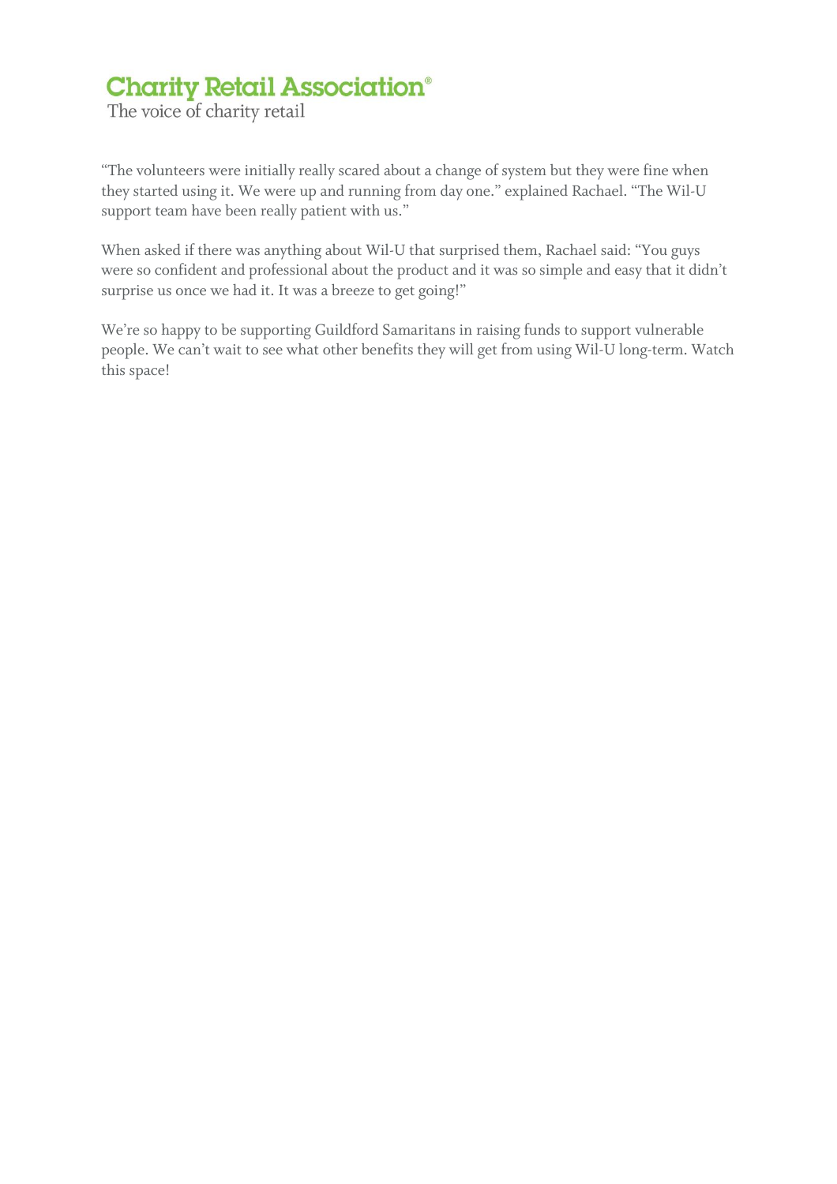"The volunteers were initially really scared about a change of system but they were fine when they started using it. We were up and running from day one." explained Rachael. "The Wil-U support team have been really patient with us."

When asked if there was anything about Wil-U that surprised them, Rachael said: "You guys were so confident and professional about the product and it was so simple and easy that it didn't surprise us once we had it. It was a breeze to get going!"

We're so happy to be supporting Guildford Samaritans in raising funds to support vulnerable people. We can't wait to see what other benefits they will get from using Wil-U long-term. Watch this space!